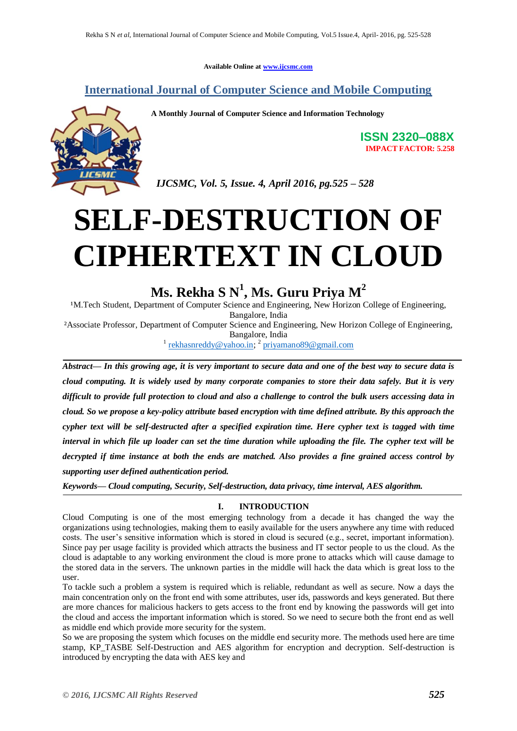Available Online at www.ijcsmc.com

# International Journal of Computer Science and Mobile Computing

**A Monthly Journal of Computer Science and Information Technology**

**ISSN 2320–088X**
**IMPACT FACTOR: 5.258**

*IJCSMC, Vol. 5, Issue. 4, April 2016, pg.525 – 528*

# SELF-DESTRUCTION OF CIPHERTEXT IN CLOUD

## Ms. Rekha S N[1], Ms. Guru Priya M[2]

[1]M.Tech Student, Department of Computer Science and Engineering, New Horizon College of Engineering, Bangalore, India

[2]Associate Professor, Department of Computer Science and Engineering, New Horizon College of Engineering, Bangalore, India

[1] rekhasnreddy@yahoo.in; [2] priyamano89@gmail.com

***Abstract— In this growing age, it is very important to secure data and one of the best way to secure data is cloud computing. It is widely used by many corporate companies to store their data safely. But it is very difficult to provide full protection to cloud and also a challenge to control the bulk users accessing data in cloud. So we propose a key-policy attribute based encryption with time defined attribute. By this approach the cypher text will be self-destructed after a specified expiration time. Here cypher text is tagged with time interval in which file up loader can set the time duration while uploading the file. The cypher text will be decrypted if time instance at both the ends are matched. Also provides a fine grained access control by supporting user defined authentication period.***

***Keywords— Cloud computing, Security, Self-destruction, data privacy, time interval, AES algorithm.***

## I. INTRODUCTION

Cloud Computing is one of the most emerging technology from a decade it has changed the way the organizations using technologies, making them to easily available for the users anywhere any time with reduced costs. The user's sensitive information which is stored in cloud is secured (e.g., secret, important information). Since pay per usage facility is provided which attracts the business and IT sector people to us the cloud. As the cloud is adaptable to any working environment the cloud is more prone to attacks which will cause damage to the stored data in the servers. The unknown parties in the middle will hack the data which is great loss to the user.

To tackle such a problem a system is required which is reliable, redundant as well as secure. Now a days the main concentration only on the front end with some attributes, user ids, passwords and keys generated. But there are more chances for malicious hackers to gets access to the front end by knowing the passwords will get into the cloud and access the important information which is stored. So we need to secure both the front end as well as middle end which provide more security for the system.

So we are proposing the system which focuses on the middle end security more. The methods used here are time stamp, KP_TASBE Self-Destruction and AES algorithm for encryption and decryption. Self-destruction is introduced by encrypting the data with AES key and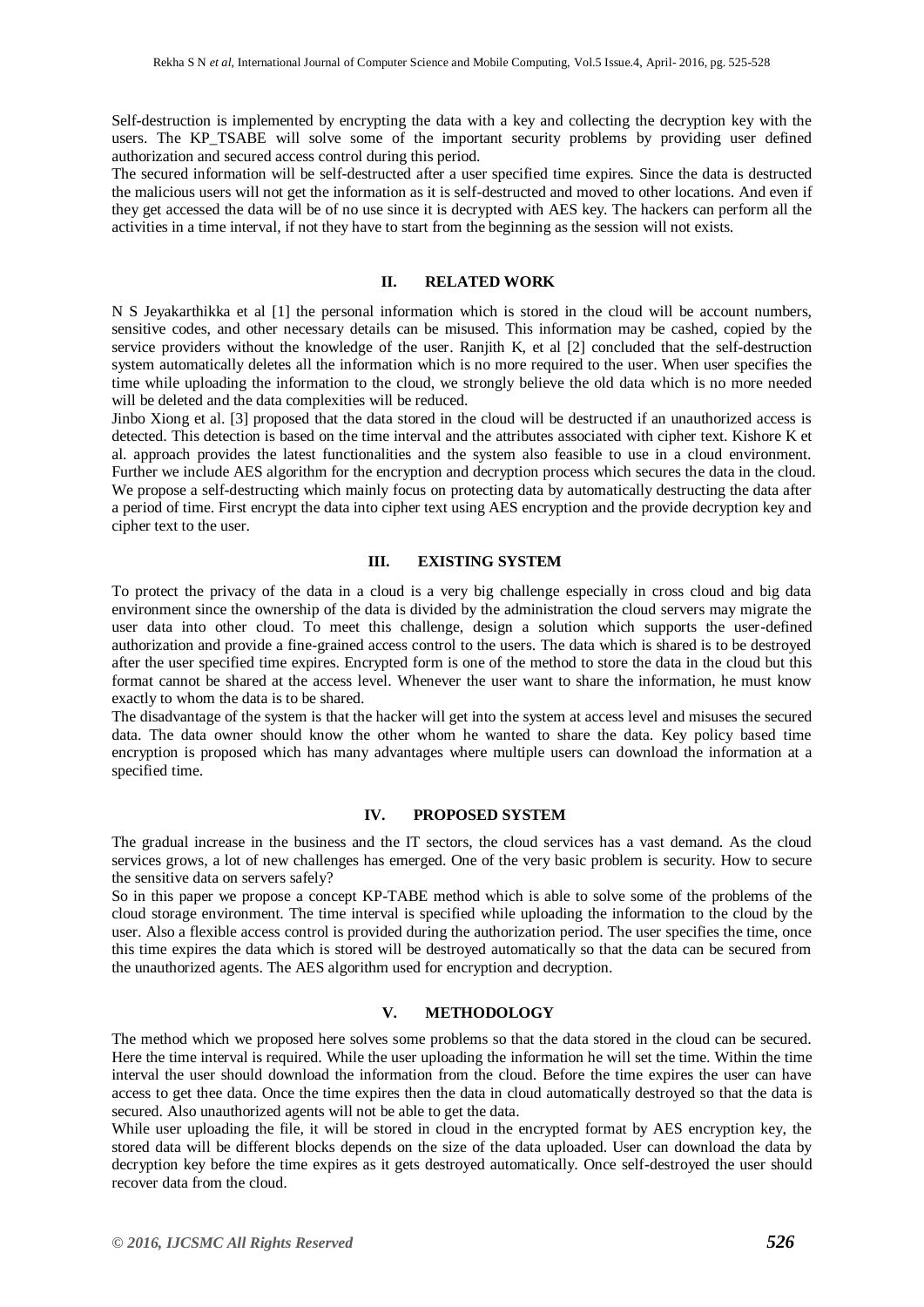Self-destruction is implemented by encrypting the data with a key and collecting the decryption key with the users. The KP_TSABE will solve some of the important security problems by providing user defined authorization and secured access control during this period.

The secured information will be self-destructed after a user specified time expires. Since the data is destructed the malicious users will not get the information as it is self-destructed and moved to other locations. And even if they get accessed the data will be of no use since it is decrypted with AES key. The hackers can perform all the activities in a time interval, if not they have to start from the beginning as the session will not exists.

## II. RELATED WORK

N S Jeyakarthikka et al [1] the personal information which is stored in the cloud will be account numbers, sensitive codes, and other necessary details can be misused. This information may be cashed, copied by the service providers without the knowledge of the user. Ranjith K, et al [2] concluded that the self-destruction system automatically deletes all the information which is no more required to the user. When user specifies the time while uploading the information to the cloud, we strongly believe the old data which is no more needed will be deleted and the data complexities will be reduced.

Jinbo Xiong et al. [3] proposed that the data stored in the cloud will be destructed if an unauthorized access is detected. This detection is based on the time interval and the attributes associated with cipher text. Kishore K et al. approach provides the latest functionalities and the system also feasible to use in a cloud environment. Further we include AES algorithm for the encryption and decryption process which secures the data in the cloud. We propose a self-destructing which mainly focus on protecting data by automatically destructing the data after a period of time. First encrypt the data into cipher text using AES encryption and the provide decryption key and cipher text to the user.

## III. EXISTING SYSTEM

To protect the privacy of the data in a cloud is a very big challenge especially in cross cloud and big data environment since the ownership of the data is divided by the administration the cloud servers may migrate the user data into other cloud. To meet this challenge, design a solution which supports the user-defined authorization and provide a fine-grained access control to the users. The data which is shared is to be destroyed after the user specified time expires. Encrypted form is one of the method to store the data in the cloud but this format cannot be shared at the access level. Whenever the user want to share the information, he must know exactly to whom the data is to be shared.

The disadvantage of the system is that the hacker will get into the system at access level and misuses the secured data. The data owner should know the other whom he wanted to share the data. Key policy based time encryption is proposed which has many advantages where multiple users can download the information at a specified time.

## IV. PROPOSED SYSTEM

The gradual increase in the business and the IT sectors, the cloud services has a vast demand. As the cloud services grows, a lot of new challenges has emerged. One of the very basic problem is security. How to secure the sensitive data on servers safely?

So in this paper we propose a concept KP-TABE method which is able to solve some of the problems of the cloud storage environment. The time interval is specified while uploading the information to the cloud by the user. Also a flexible access control is provided during the authorization period. The user specifies the time, once this time expires the data which is stored will be destroyed automatically so that the data can be secured from the unauthorized agents. The AES algorithm used for encryption and decryption.

## V. METHODOLOGY

The method which we proposed here solves some problems so that the data stored in the cloud can be secured. Here the time interval is required. While the user uploading the information he will set the time. Within the time interval the user should download the information from the cloud. Before the time expires the user can have access to get thee data. Once the time expires then the data in cloud automatically destroyed so that the data is secured. Also unauthorized agents will not be able to get the data.

While user uploading the file, it will be stored in cloud in the encrypted format by AES encryption key, the stored data will be different blocks depends on the size of the data uploaded. User can download the data by decryption key before the time expires as it gets destroyed automatically. Once self-destroyed the user should recover data from the cloud.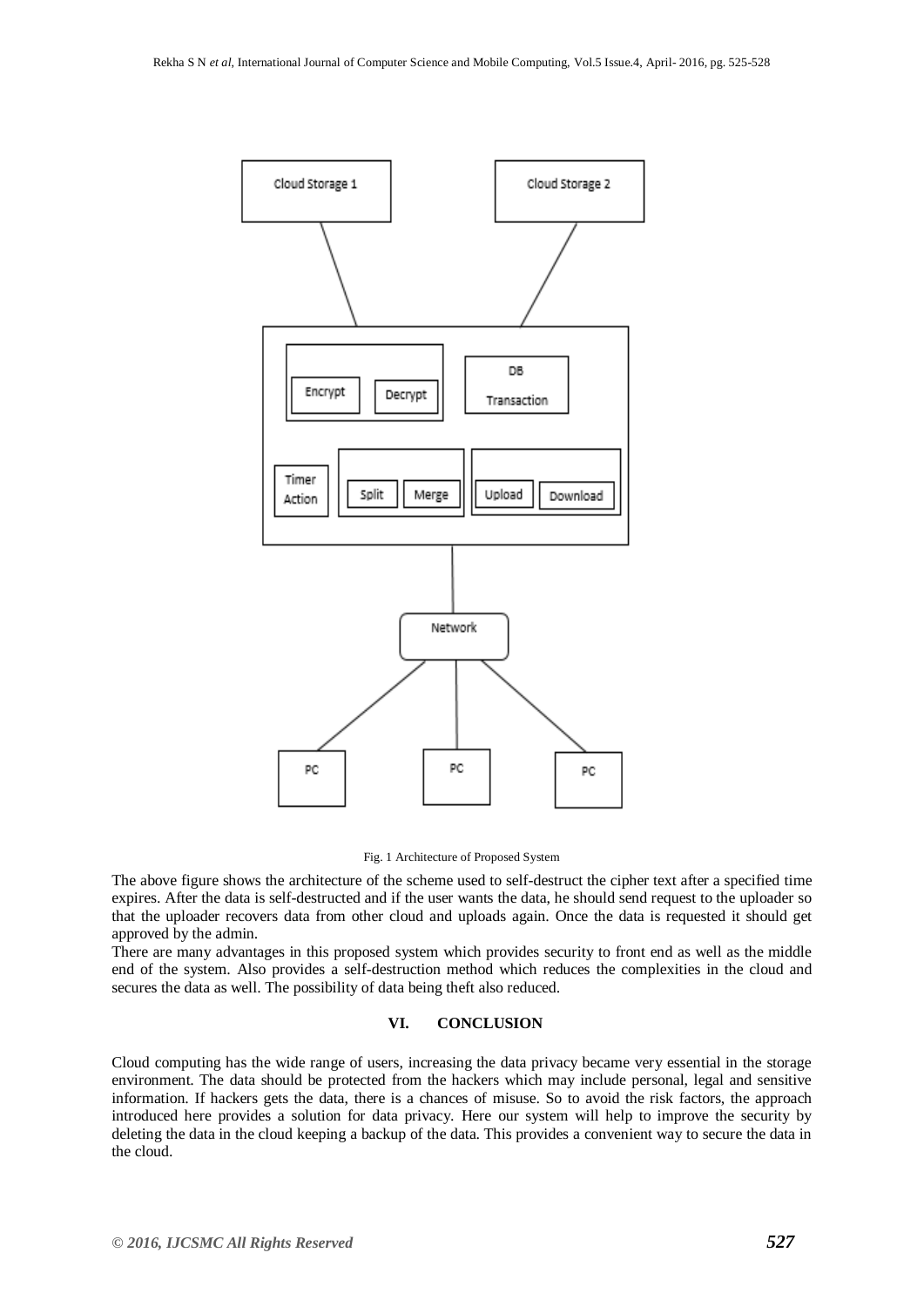Fig. 1 Architecture of Proposed System

The above figure shows the architecture of the scheme used to self-destruct the cipher text after a specified time expires. After the data is self-destructed and if the user wants the data, he should send request to the uploader so that the uploader recovers data from other cloud and uploads again. Once the data is requested it should get approved by the admin.

There are many advantages in this proposed system which provides security to front end as well as the middle end of the system. Also provides a self-destruction method which reduces the complexities in the cloud and secures the data as well. The possibility of data being theft also reduced.

## VI. CONCLUSION

Cloud computing has the wide range of users, increasing the data privacy became very essential in the storage environment. The data should be protected from the hackers which may include personal, legal and sensitive information. If hackers gets the data, there is a chances of misuse. So to avoid the risk factors, the approach introduced here provides a solution for data privacy. Here our system will help to improve the security by deleting the data in the cloud keeping a backup of the data. This provides a convenient way to secure the data in the cloud.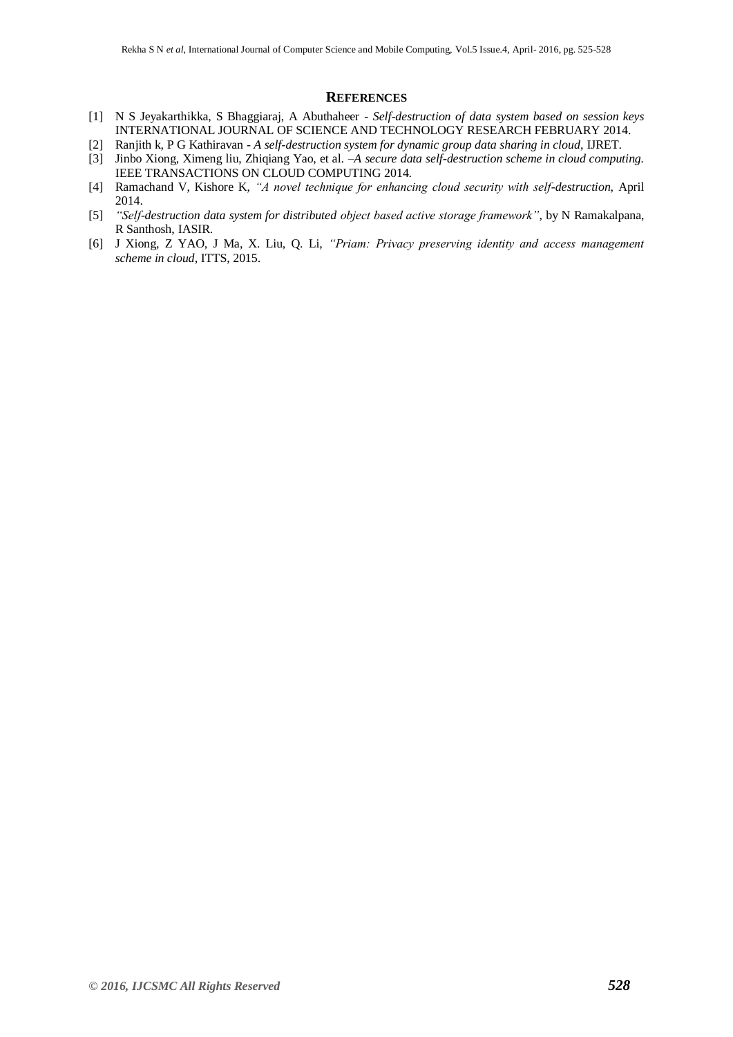## REFERENCES

[1] N S Jeyakarthikka, S Bhaggiaraj, A Abuthaheer - *Self-destruction of data system based on session keys* INTERNATIONAL JOURNAL OF SCIENCE AND TECHNOLOGY RESEARCH FEBRUARY 2014.

[2] Ranjith k, P G Kathiravan - *A self-destruction system for dynamic group data sharing in cloud*, IJRET.

[3] Jinbo Xiong, Ximeng liu, Zhiqiang Yao, et al. *–A secure data self-destruction scheme in cloud computing.* IEEE TRANSACTIONS ON CLOUD COMPUTING 2014.

[4] Ramachand V, Kishore K, *"A novel technique for enhancing cloud security with self-destruction,* April 2014.

[5] *"Self-destruction data system for distributed object based active storage framework"*, by N Ramakalpana, R Santhosh, IASIR.

[6] J Xiong, Z YAO, J Ma, X. Liu, Q. Li, *"Priam: Privacy preserving identity and access management scheme in cloud*, ITTS, 2015.